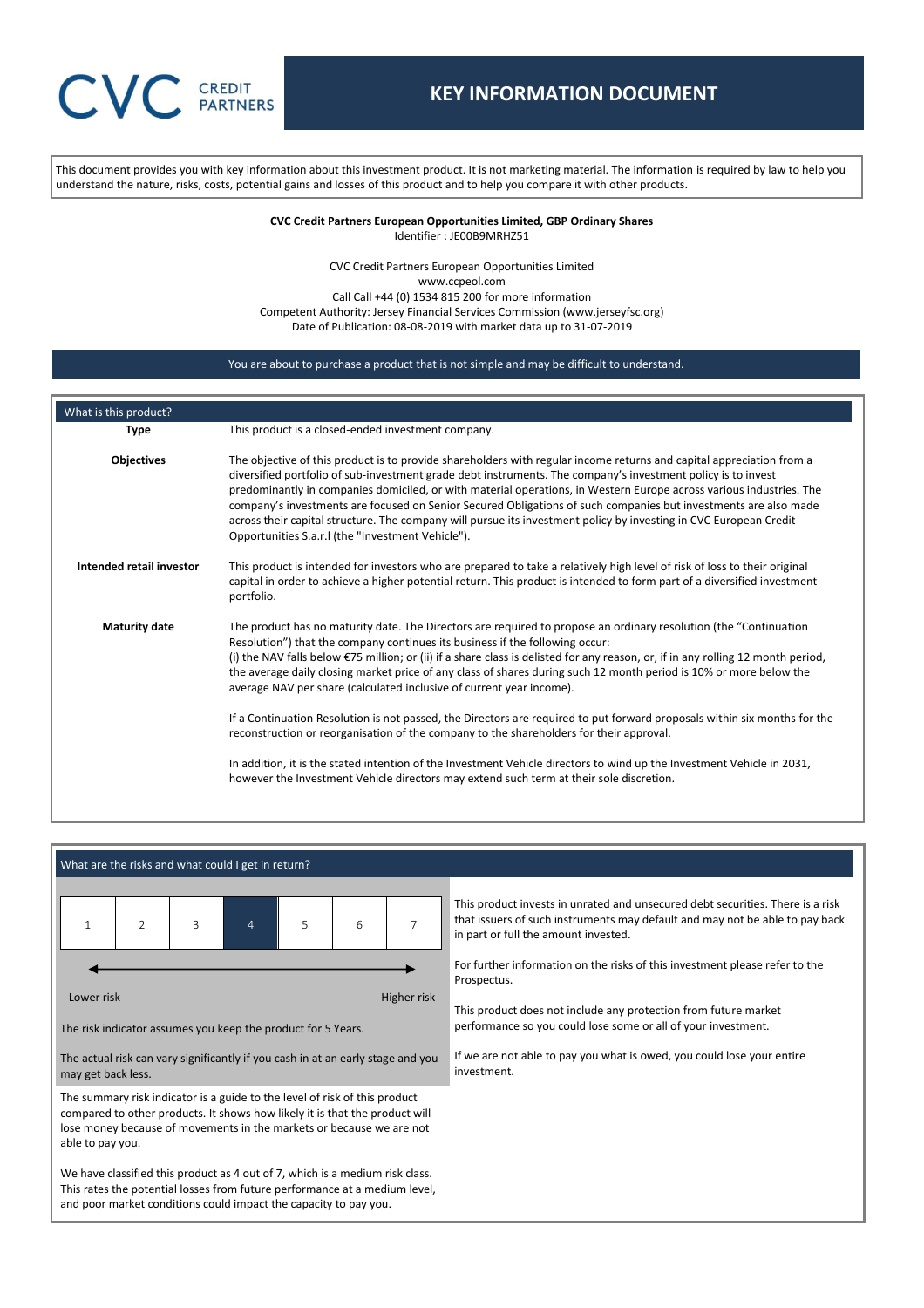# KEY INFORMATION DOCUMENT

This document provides you with key information about this investment product. It is not marketing material. The information is required by law to help you understand the nature, risks, costs, potential gains and losses of this product and to help you compare it with other products.

**CVC Credit Partners European Opportunities Limited, GBP Ordinary Shares**
Identifier : JE00B9MRHZ51

CVC Credit Partners European Opportunities Limited
www.ccpeol.com
Call Call +44 (0) 1534 815 200 for more information
Competent Authority: Jersey Financial Services Commission (www.jerseyfsc.org)
Date of Publication: 08-08-2019 with market data up to 31-07-2019

You are about to purchase a product that is not simple and may be difficult to understand.

## What is this product?

**Type**

This product is a closed-ended investment company.

**Objectives**

The objective of this product is to provide shareholders with regular income returns and capital appreciation from a diversified portfolio of sub-investment grade debt instruments. The company's investment policy is to invest predominantly in companies domiciled, or with material operations, in Western Europe across various industries. The company's investments are focused on Senior Secured Obligations of such companies but investments are also made across their capital structure. The company will pursue its investment policy by investing in CVC European Credit Opportunities S.a.r.l (the "Investment Vehicle").

**Intended retail investor**

This product is intended for investors who are prepared to take a relatively high level of risk of loss to their original capital in order to achieve a higher potential return. This product is intended to form part of a diversified investment portfolio.

**Maturity date**

The product has no maturity date. The Directors are required to propose an ordinary resolution (the "Continuation Resolution") that the company continues its business if the following occur:
(i) the NAV falls below €75 million; or (ii) if a share class is delisted for any reason, or, if in any rolling 12 month period, the average daily closing market price of any class of shares during such 12 month period is 10% or more below the average NAV per share (calculated inclusive of current year income).

If a Continuation Resolution is not passed, the Directors are required to put forward proposals within six months for the reconstruction or reorganisation of the company to the shareholders for their approval.

In addition, it is the stated intention of the Investment Vehicle directors to wind up the Investment Vehicle in 2031, however the Investment Vehicle directors may extend such term at their sole discretion.

## What are the risks and what could I get in return?

| 1 | 2 | 3 | **4** | 5 | 6 | 7 |
|---|---|---|---|---|---|---|

Lower risk ← → Higher risk

The risk indicator assumes you keep the product for 5 Years.

The actual risk can vary significantly if you cash in at an early stage and you may get back less.

The summary risk indicator is a guide to the level of risk of this product compared to other products. It shows how likely it is that the product will lose money because of movements in the markets or because we are not able to pay you.

We have classified this product as 4 out of 7, which is a medium risk class. This rates the potential losses from future performance at a medium level, and poor market conditions could impact the capacity to pay you.

This product invests in unrated and unsecured debt securities. There is a risk that issuers of such instruments may default and may not be able to pay back in part or full the amount invested.

For further information on the risks of this investment please refer to the Prospectus.

This product does not include any protection from future market performance so you could lose some or all of your investment.

If we are not able to pay you what is owed, you could lose your entire investment.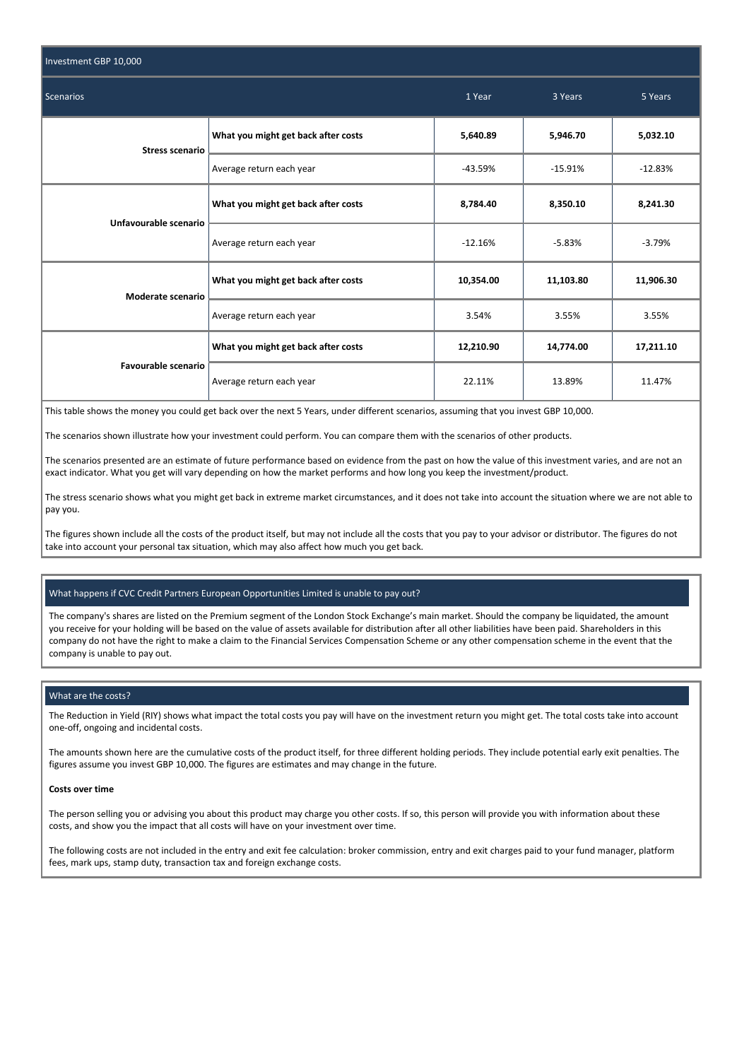| Investment GBP 10,000 | | | | |
|---|---|---|---|---|
| Scenarios | | 1 Year | 3 Years | 5 Years |
| **Stress scenario** | **What you might get back after costs** | **5,640.89** | **5,946.70** | **5,032.10** |
| | Average return each year | -43.59% | -15.91% | -12.83% |
| **Unfavourable scenario** | **What you might get back after costs** | **8,784.40** | **8,350.10** | **8,241.30** |
| | Average return each year | -12.16% | -5.83% | -3.79% |
| **Moderate scenario** | **What you might get back after costs** | **10,354.00** | **11,103.80** | **11,906.30** |
| | Average return each year | 3.54% | 3.55% | 3.55% |
| **Favourable scenario** | **What you might get back after costs** | **12,210.90** | **14,774.00** | **17,211.10** |
| | Average return each year | 22.11% | 13.89% | 11.47% |

This table shows the money you could get back over the next 5 Years, under different scenarios, assuming that you invest GBP 10,000.

The scenarios shown illustrate how your investment could perform. You can compare them with the scenarios of other products.

The scenarios presented are an estimate of future performance based on evidence from the past on how the value of this investment varies, and are not an exact indicator. What you get will vary depending on how the market performs and how long you keep the investment/product.

The stress scenario shows what you might get back in extreme market circumstances, and it does not take into account the situation where we are not able to pay you.

The figures shown include all the costs of the product itself, but may not include all the costs that you pay to your advisor or distributor. The figures do not take into account your personal tax situation, which may also affect how much you get back.

## What happens if CVC Credit Partners European Opportunities Limited is unable to pay out?

The company's shares are listed on the Premium segment of the London Stock Exchange's main market. Should the company be liquidated, the amount you receive for your holding will be based on the value of assets available for distribution after all other liabilities have been paid. Shareholders in this company do not have the right to make a claim to the Financial Services Compensation Scheme or any other compensation scheme in the event that the company is unable to pay out.

## What are the costs?

The Reduction in Yield (RIY) shows what impact the total costs you pay will have on the investment return you might get. The total costs take into account one-off, ongoing and incidental costs.

The amounts shown here are the cumulative costs of the product itself, for three different holding periods. They include potential early exit penalties. The figures assume you invest GBP 10,000. The figures are estimates and may change in the future.

**Costs over time**

The person selling you or advising you about this product may charge you other costs. If so, this person will provide you with information about these costs, and show you the impact that all costs will have on your investment over time.

The following costs are not included in the entry and exit fee calculation: broker commission, entry and exit charges paid to your fund manager, platform fees, mark ups, stamp duty, transaction tax and foreign exchange costs.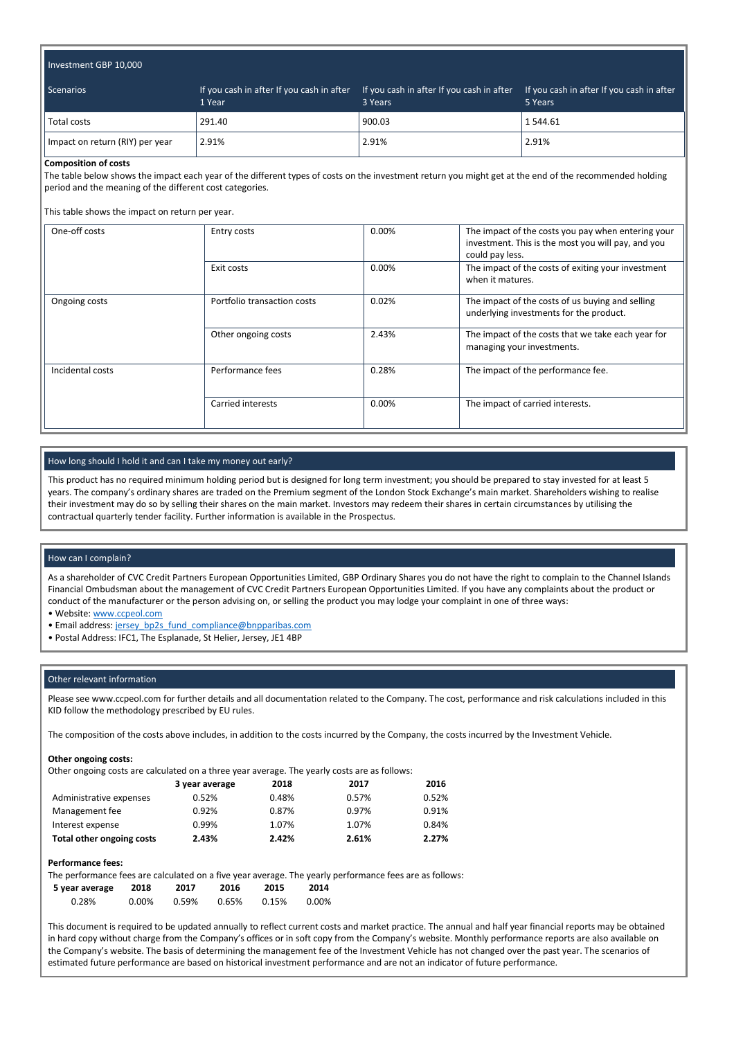| Investment GBP 10,000 | | | |
|---|---|---|---|
| Scenarios | If you cash in after If you cash in after 1 Year | If you cash in after If you cash in after 3 Years | If you cash in after If you cash in after 5 Years |
| Total costs | 291.40 | 900.03 | 1 544.61 |
| Impact on return (RIY) per year | 2.91% | 2.91% | 2.91% |

**Composition of costs**

The table below shows the impact each year of the different types of costs on the investment return you might get at the end of the recommended holding period and the meaning of the different cost categories.

This table shows the impact on return per year.

| | | | |
|---|---|---|---|
| One-off costs | Entry costs | 0.00% | The impact of the costs you pay when entering your investment. This is the most you will pay, and you could pay less. |
| | Exit costs | 0.00% | The impact of the costs of exiting your investment when it matures. |
| Ongoing costs | Portfolio transaction costs | 0.02% | The impact of the costs of us buying and selling underlying investments for the product. |
| | Other ongoing costs | 2.43% | The impact of the costs that we take each year for managing your investments. |
| Incidental costs | Performance fees | 0.28% | The impact of the performance fee. |
| | Carried interests | 0.00% | The impact of carried interests. |

## How long should I hold it and can I take my money out early?

This product has no required minimum holding period but is designed for long term investment; you should be prepared to stay invested for at least 5 years. The company's ordinary shares are traded on the Premium segment of the London Stock Exchange's main market. Shareholders wishing to realise their investment may do so by selling their shares on the main market. Investors may redeem their shares in certain circumstances by utilising the contractual quarterly tender facility. Further information is available in the Prospectus.

## How can I complain?

As a shareholder of CVC Credit Partners European Opportunities Limited, GBP Ordinary Shares you do not have the right to complain to the Channel Islands Financial Ombudsman about the management of CVC Credit Partners European Opportunities Limited. If you have any complaints about the product or conduct of the manufacturer or the person advising on, or selling the product you may lodge your complaint in one of three ways:

- Website: www.ccpeol.com
- Email address: jersey_bp2s_fund_compliance@bnpparibas.com
- Postal Address: IFC1, The Esplanade, St Helier, Jersey, JE1 4BP

## Other relevant information

Please see www.ccpeol.com for further details and all documentation related to the Company. The cost, performance and risk calculations included in this KID follow the methodology prescribed by EU rules.

The composition of the costs above includes, in addition to the costs incurred by the Company, the costs incurred by the Investment Vehicle.

**Other ongoing costs:**

Other ongoing costs are calculated on a three year average. The yearly costs are as follows:

| | 3 year average | 2018 | 2017 | 2016 |
|---|---|---|---|---|
| Administrative expenses | 0.52% | 0.48% | 0.57% | 0.52% |
| Management fee | 0.92% | 0.87% | 0.97% | 0.91% |
| Interest expense | 0.99% | 1.07% | 1.07% | 0.84% |
| **Total other ongoing costs** | **2.43%** | **2.42%** | **2.61%** | **2.27%** |

**Performance fees:**

The performance fees are calculated on a five year average. The yearly performance fees are as follows:

| 5 year average | 2018 | 2017 | 2016 | 2015 | 2014 |
|---|---|---|---|---|---|
| 0.28% | 0.00% | 0.59% | 0.65% | 0.15% | 0.00% |

This document is required to be updated annually to reflect current costs and market practice. The annual and half year financial reports may be obtained in hard copy without charge from the Company's offices or in soft copy from the Company's website. Monthly performance reports are also available on the Company's website. The basis of determining the management fee of the Investment Vehicle has not changed over the past year. The scenarios of estimated future performance are based on historical investment performance and are not an indicator of future performance.